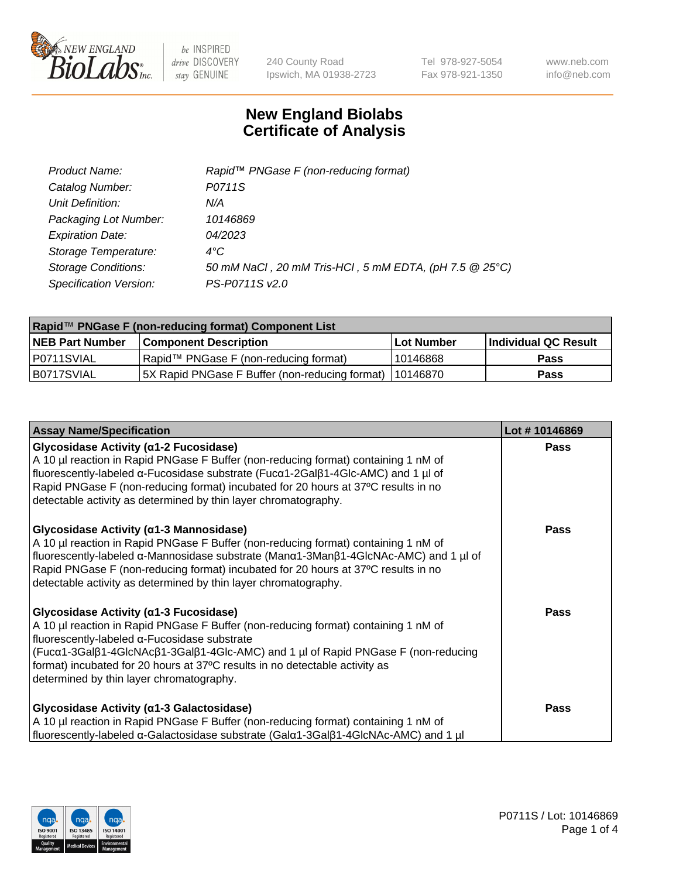New England Biolabs
be INSPIRED drive DISCOVERY stay GENUINE

240 County Road
Ipswich, MA 01938-2723

Tel 978-927-5054
Fax 978-921-1350

www.neb.com
info@neb.com

# New England Biolabs Certificate of Analysis

| | |
|---|---|
| *Product Name:* | *Rapid™ PNGase F (non-reducing format)* |
| *Catalog Number:* | *P0711S* |
| *Unit Definition:* | *N/A* |
| *Packaging Lot Number:* | *10146869* |
| *Expiration Date:* | *04/2023* |
| *Storage Temperature:* | *4°C* |
| *Storage Conditions:* | *50 mM NaCl , 20 mM Tris-HCl , 5 mM EDTA, (pH 7.5 @ 25°C)* |
| *Specification Version:* | *PS-P0711S v2.0* |

| **Rapid™ PNGase F (non-reducing format) Component List** | | | |
|---|---|---|---|
| **NEB Part Number** | **Component Description** | **Lot Number** | **Individual QC Result** |
| P0711SVIAL | Rapid™ PNGase F (non-reducing format) | 10146868 | **Pass** |
| B0717SVIAL | 5X Rapid PNGase F Buffer (non-reducing format) | 10146870 | **Pass** |

| **Assay Name/Specification** | **Lot # 10146869** |
|---|---|
| **Glycosidase Activity (α1-2 Fucosidase)** A 10 µl reaction in Rapid PNGase F Buffer (non-reducing format) containing 1 nM of fluorescently-labeled α-Fucosidase substrate (Fucα1-2Galβ1-4Glc-AMC) and 1 µl of Rapid PNGase F (non-reducing format) incubated for 20 hours at 37ºC results in no detectable activity as determined by thin layer chromatography. | **Pass** |
| **Glycosidase Activity (α1-3 Mannosidase)** A 10 µl reaction in Rapid PNGase F Buffer (non-reducing format) containing 1 nM of fluorescently-labeled α-Mannosidase substrate (Manα1-3Manβ1-4GlcNAc-AMC) and 1 µl of Rapid PNGase F (non-reducing format) incubated for 20 hours at 37ºC results in no detectable activity as determined by thin layer chromatography. | **Pass** |
| **Glycosidase Activity (α1-3 Fucosidase)** A 10 µl reaction in Rapid PNGase F Buffer (non-reducing format) containing 1 nM of fluorescently-labeled α-Fucosidase substrate (Fucα1-3Galβ1-4GlcNAcβ1-3Galβ1-4Glc-AMC) and 1 µl of Rapid PNGase F (non-reducing format) incubated for 20 hours at 37ºC results in no detectable activity as determined by thin layer chromatography. | **Pass** |
| **Glycosidase Activity (α1-3 Galactosidase)** A 10 µl reaction in Rapid PNGase F Buffer (non-reducing format) containing 1 nM of fluorescently-labeled α-Galactosidase substrate (Galα1-3Galβ1-4GlcNAc-AMC) and 1 µl | **Pass** |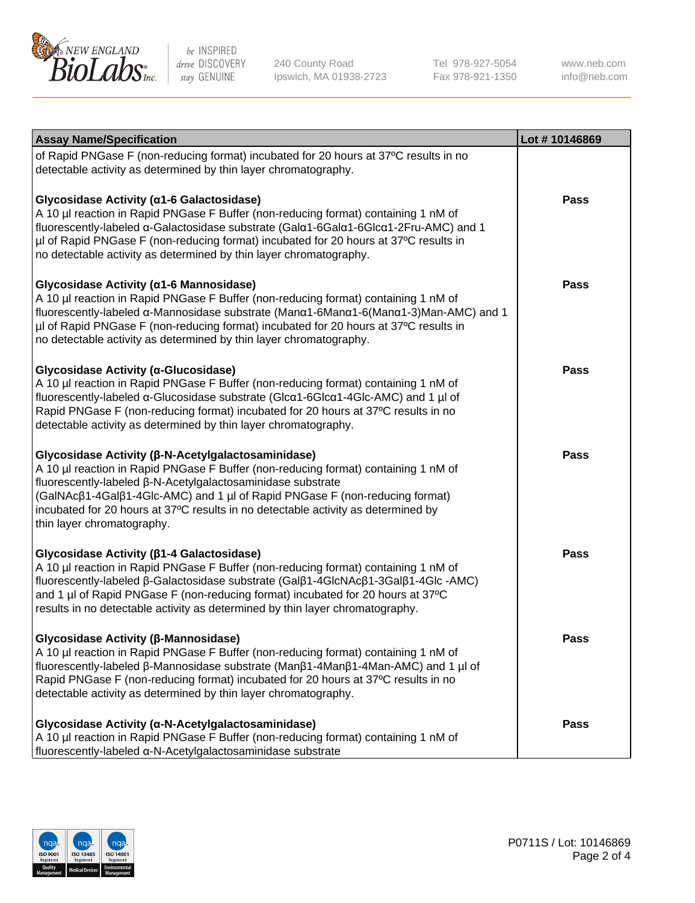| Assay Name/Specification | Lot # 10146869 |
| --- | --- |
| of Rapid PNGase F (non-reducing format) incubated for 20 hours at 37ºC results in no detectable activity as determined by thin layer chromatography. | |
| **Glycosidase Activity (α1-6 Galactosidase)**<br>A 10 µl reaction in Rapid PNGase F Buffer (non-reducing format) containing 1 nM of fluorescently-labeled α-Galactosidase substrate (Galα1-6Galα1-6Glcα1-2Fru-AMC) and 1 µl of Rapid PNGase F (non-reducing format) incubated for 20 hours at 37ºC results in no detectable activity as determined by thin layer chromatography. | **Pass** |
| **Glycosidase Activity (α1-6 Mannosidase)**<br>A 10 µl reaction in Rapid PNGase F Buffer (non-reducing format) containing 1 nM of fluorescently-labeled α-Mannosidase substrate (Manα1-6Manα1-6(Manα1-3)Man-AMC) and 1 µl of Rapid PNGase F (non-reducing format) incubated for 20 hours at 37ºC results in no detectable activity as determined by thin layer chromatography. | **Pass** |
| **Glycosidase Activity (α-Glucosidase)**<br>A 10 µl reaction in Rapid PNGase F Buffer (non-reducing format) containing 1 nM of fluorescently-labeled α-Glucosidase substrate (Glcα1-6Glcα1-4Glc-AMC) and 1 µl of Rapid PNGase F (non-reducing format) incubated for 20 hours at 37ºC results in no detectable activity as determined by thin layer chromatography. | **Pass** |
| **Glycosidase Activity (β-N-Acetylgalactosaminidase)**<br>A 10 µl reaction in Rapid PNGase F Buffer (non-reducing format) containing 1 nM of fluorescently-labeled β-N-Acetylgalactosaminidase substrate (GalNAcβ1-4Galβ1-4Glc-AMC) and 1 µl of Rapid PNGase F (non-reducing format) incubated for 20 hours at 37ºC results in no detectable activity as determined by thin layer chromatography. | **Pass** |
| **Glycosidase Activity (β1-4 Galactosidase)**<br>A 10 µl reaction in Rapid PNGase F Buffer (non-reducing format) containing 1 nM of fluorescently-labeled β-Galactosidase substrate (Galβ1-4GlcNAcβ1-3Galβ1-4Glc -AMC) and 1 µl of Rapid PNGase F (non-reducing format) incubated for 20 hours at 37ºC results in no detectable activity as determined by thin layer chromatography. | **Pass** |
| **Glycosidase Activity (β-Mannosidase)**<br>A 10 µl reaction in Rapid PNGase F Buffer (non-reducing format) containing 1 nM of fluorescently-labeled β-Mannosidase substrate (Manβ1-4Manβ1-4Man-AMC) and 1 µl of Rapid PNGase F (non-reducing format) incubated for 20 hours at 37ºC results in no detectable activity as determined by thin layer chromatography. | **Pass** |
| **Glycosidase Activity (α-N-Acetylgalactosaminidase)**<br>A 10 µl reaction in Rapid PNGase F Buffer (non-reducing format) containing 1 nM of fluorescently-labeled α-N-Acetylgalactosaminidase substrate | **Pass** |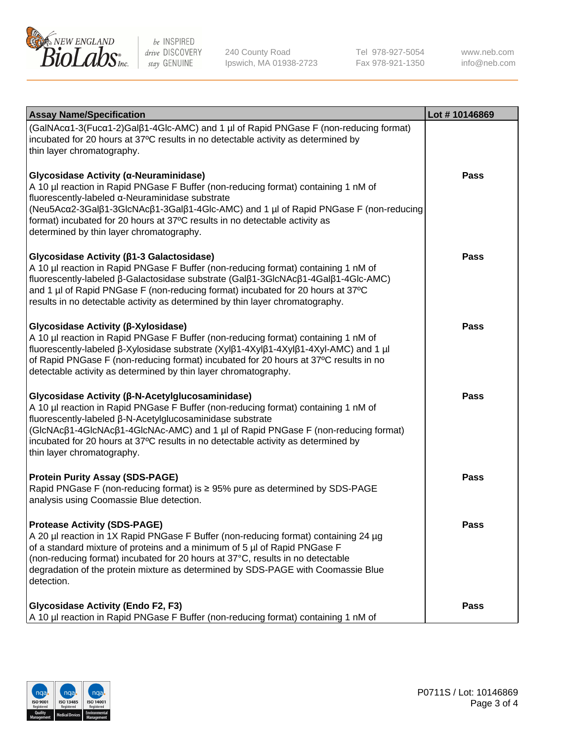| Assay Name/Specification | Lot # 10146869 |
|---|---|
| (GalNAcα1-3(Fucα1-2)Galβ1-4Glc-AMC) and 1 µl of Rapid PNGase F (non-reducing format) incubated for 20 hours at 37ºC results in no detectable activity as determined by thin layer chromatography. | |
| **Glycosidase Activity (α-Neuraminidase)**<br>A 10 µl reaction in Rapid PNGase F Buffer (non-reducing format) containing 1 nM of fluorescently-labeled α-Neuraminidase substrate (Neu5Acα2-3Galβ1-3GlcNAcβ1-3Galβ1-4Glc-AMC) and 1 µl of Rapid PNGase F (non-reducing format) incubated for 20 hours at 37ºC results in no detectable activity as determined by thin layer chromatography. | Pass |
| **Glycosidase Activity (β1-3 Galactosidase)**<br>A 10 µl reaction in Rapid PNGase F Buffer (non-reducing format) containing 1 nM of fluorescently-labeled β-Galactosidase substrate (Galβ1-3GlcNAcβ1-4Galβ1-4Glc-AMC) and 1 µl of Rapid PNGase F (non-reducing format) incubated for 20 hours at 37ºC results in no detectable activity as determined by thin layer chromatography. | Pass |
| **Glycosidase Activity (β-Xylosidase)**<br>A 10 µl reaction in Rapid PNGase F Buffer (non-reducing format) containing 1 nM of fluorescently-labeled β-Xylosidase substrate (Xylβ1-4Xylβ1-4Xylβ1-4Xyl-AMC) and 1 µl of Rapid PNGase F (non-reducing format) incubated for 20 hours at 37ºC results in no detectable activity as determined by thin layer chromatography. | Pass |
| **Glycosidase Activity (β-N-Acetylglucosaminidase)**<br>A 10 µl reaction in Rapid PNGase F Buffer (non-reducing format) containing 1 nM of fluorescently-labeled β-N-Acetylglucosaminidase substrate (GlcNAcβ1-4GlcNAcβ1-4GlcNAc-AMC) and 1 µl of Rapid PNGase F (non-reducing format) incubated for 20 hours at 37ºC results in no detectable activity as determined by thin layer chromatography. | Pass |
| **Protein Purity Assay (SDS-PAGE)**<br>Rapid PNGase F (non-reducing format) is ≥ 95% pure as determined by SDS-PAGE analysis using Coomassie Blue detection. | Pass |
| **Protease Activity (SDS-PAGE)**<br>A 20 µl reaction in 1X Rapid PNGase F Buffer (non-reducing format) containing 24 µg of a standard mixture of proteins and a minimum of 5 µl of Rapid PNGase F (non-reducing format) incubated for 20 hours at 37°C, results in no detectable degradation of the protein mixture as determined by SDS-PAGE with Coomassie Blue detection. | Pass |
| **Glycosidase Activity (Endo F2, F3)**<br>A 10 µl reaction in Rapid PNGase F Buffer (non-reducing format) containing 1 nM of | Pass |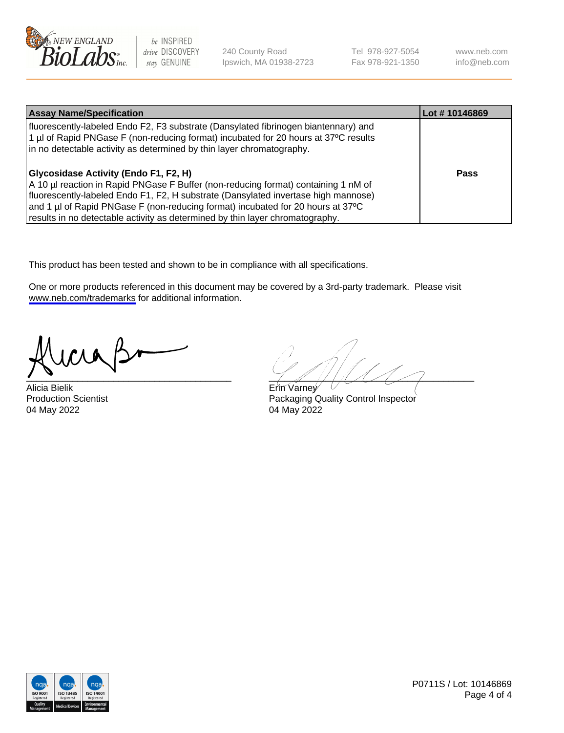| Assay Name/Specification | Lot # 10146869 |
|---|---|
| fluorescently-labeled Endo F2, F3 substrate (Dansylated fibrinogen biantennary) and 1 µl of Rapid PNGase F (non-reducing format) incubated for 20 hours at 37ºC results in no detectable activity as determined by thin layer chromatography. | |
| **Glycosidase Activity (Endo F1, F2, H)** A 10 µl reaction in Rapid PNGase F Buffer (non-reducing format) containing 1 nM of fluorescently-labeled Endo F1, F2, H substrate (Dansylated invertase high mannose) and 1 µl of Rapid PNGase F (non-reducing format) incubated for 20 hours at 37ºC results in no detectable activity as determined by thin layer chromatography. | **Pass** |

This product has been tested and shown to be in compliance with all specifications.

One or more products referenced in this document may be covered by a 3rd-party trademark. Please visit www.neb.com/trademarks for additional information.

Alicia Bielik
Production Scientist
04 May 2022

Erin Varney
Packaging Quality Control Inspector
04 May 2022

P0711S / Lot: 10146869